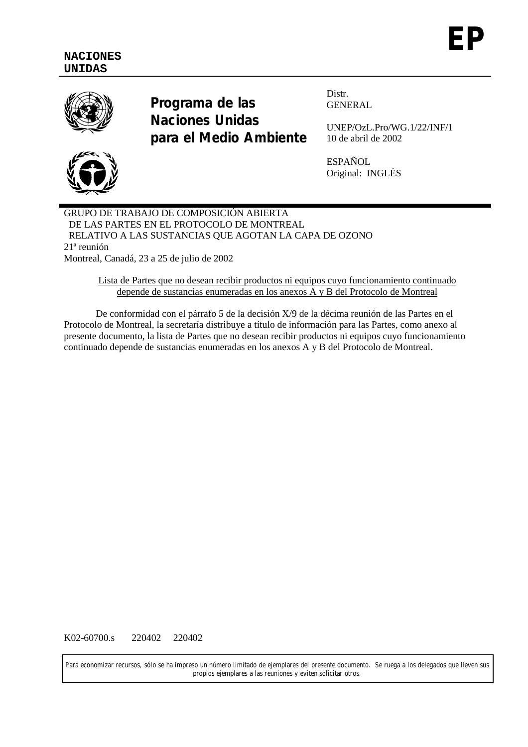**EP**

**NACIONES UNIDAS**

**Programa de las Naciones Unidas para el Medio Ambiente**

Distr.
GENERAL

UNEP/OzL.Pro/WG.1/22/INF/1
10 de abril de 2002

ESPAÑOL
Original: INGLÉS

GRUPO DE TRABAJO DE COMPOSICIÓN ABIERTA
DE LAS PARTES EN EL PROTOCOLO DE MONTREAL
RELATIVO A LAS SUSTANCIAS QUE AGOTAN LA CAPA DE OZONO
21ª reunión
Montreal, Canadá, 23 a 25 de julio de 2002

## Lista de Partes que no desean recibir productos ni equipos cuyo funcionamiento continuado depende de sustancias enumeradas en los anexos A y B del Protocolo de Montreal

De conformidad con el párrafo 5 de la decisión X/9 de la décima reunión de las Partes en el Protocolo de Montreal, la secretaría distribuye a título de información para las Partes, como anexo al presente documento, la lista de Partes que no desean recibir productos ni equipos cuyo funcionamiento continuado depende de sustancias enumeradas en los anexos A y B del Protocolo de Montreal.

K02-60700.s 220402 220402

Para economizar recursos, sólo se ha impreso un número limitado de ejemplares del presente documento. Se ruega a los delegados que lleven sus propios ejemplares a las reuniones y eviten solicitar otros.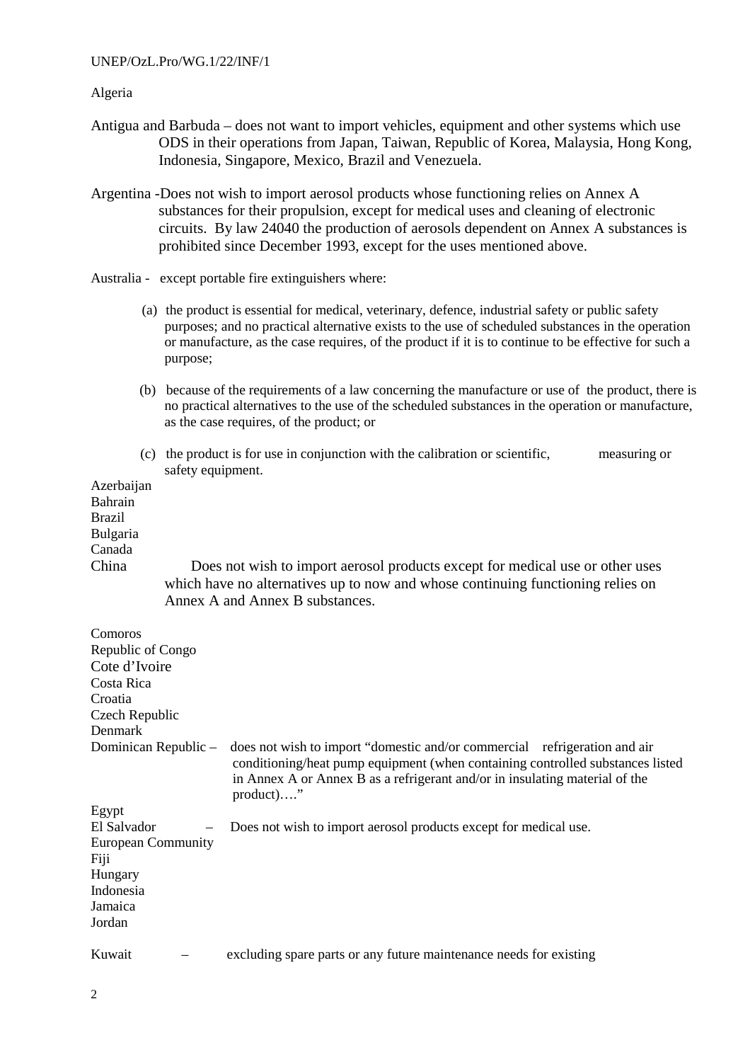Algeria

Antigua and Barbuda – does not want to import vehicles, equipment and other systems which use ODS in their operations from Japan, Taiwan, Republic of Korea, Malaysia, Hong Kong, Indonesia, Singapore, Mexico, Brazil and Venezuela.

Argentina -Does not wish to import aerosol products whose functioning relies on Annex A substances for their propulsion, except for medical uses and cleaning of electronic circuits. By law 24040 the production of aerosols dependent on Annex A substances is prohibited since December 1993, except for the uses mentioned above.

Australia - except portable fire extinguishers where:

(a) the product is essential for medical, veterinary, defence, industrial safety or public safety purposes; and no practical alternative exists to the use of scheduled substances in the operation or manufacture, as the case requires, of the product if it is to continue to be effective for such a purpose;

(b) because of the requirements of a law concerning the manufacture or use of the product, there is no practical alternatives to the use of the scheduled substances in the operation or manufacture, as the case requires, of the product; or

(c) the product is for use in conjunction with the calibration or scientific, measuring or safety equipment.

Azerbaijan
Bahrain
Brazil
Bulgaria
Canada
China Does not wish to import aerosol products except for medical use or other uses which have no alternatives up to now and whose continuing functioning relies on Annex A and Annex B substances.

Comoros
Republic of Congo
Cote d'Ivoire
Costa Rica
Croatia
Czech Republic
Denmark
Dominican Republic – does not wish to import "domestic and/or commercial refrigeration and air conditioning/heat pump equipment (when containing controlled substances listed in Annex A or Annex B as a refrigerant and/or in insulating material of the product)…."
Egypt
El Salvador – Does not wish to import aerosol products except for medical use.
European Community
Fiji
Hungary
Indonesia
Jamaica
Jordan

Kuwait – excluding spare parts or any future maintenance needs for existing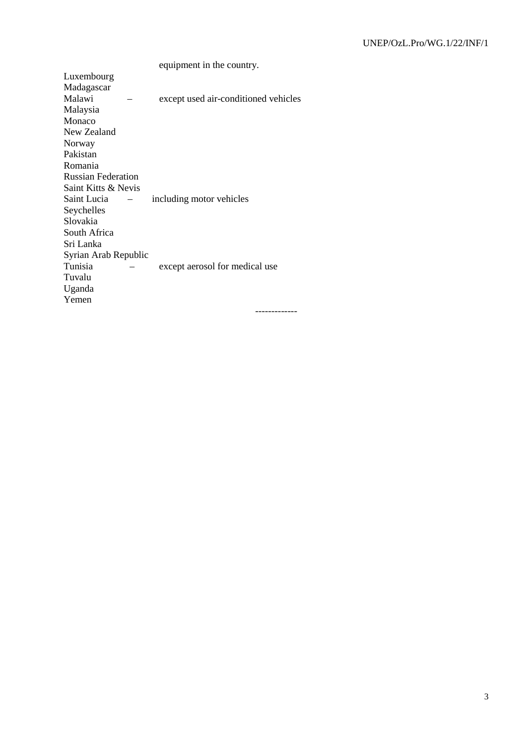equipment in the country.

Luxembourg
Madagascar
Malawi – except used air-conditioned vehicles
Malaysia
Monaco
New Zealand
Norway
Pakistan
Romania
Russian Federation
Saint Kitts & Nevis
Saint Lucia – including motor vehicles
Seychelles
Slovakia
South Africa
Sri Lanka
Syrian Arab Republic
Tunisia – except aerosol for medical use
Tuvalu
Uganda
Yemen

-------------